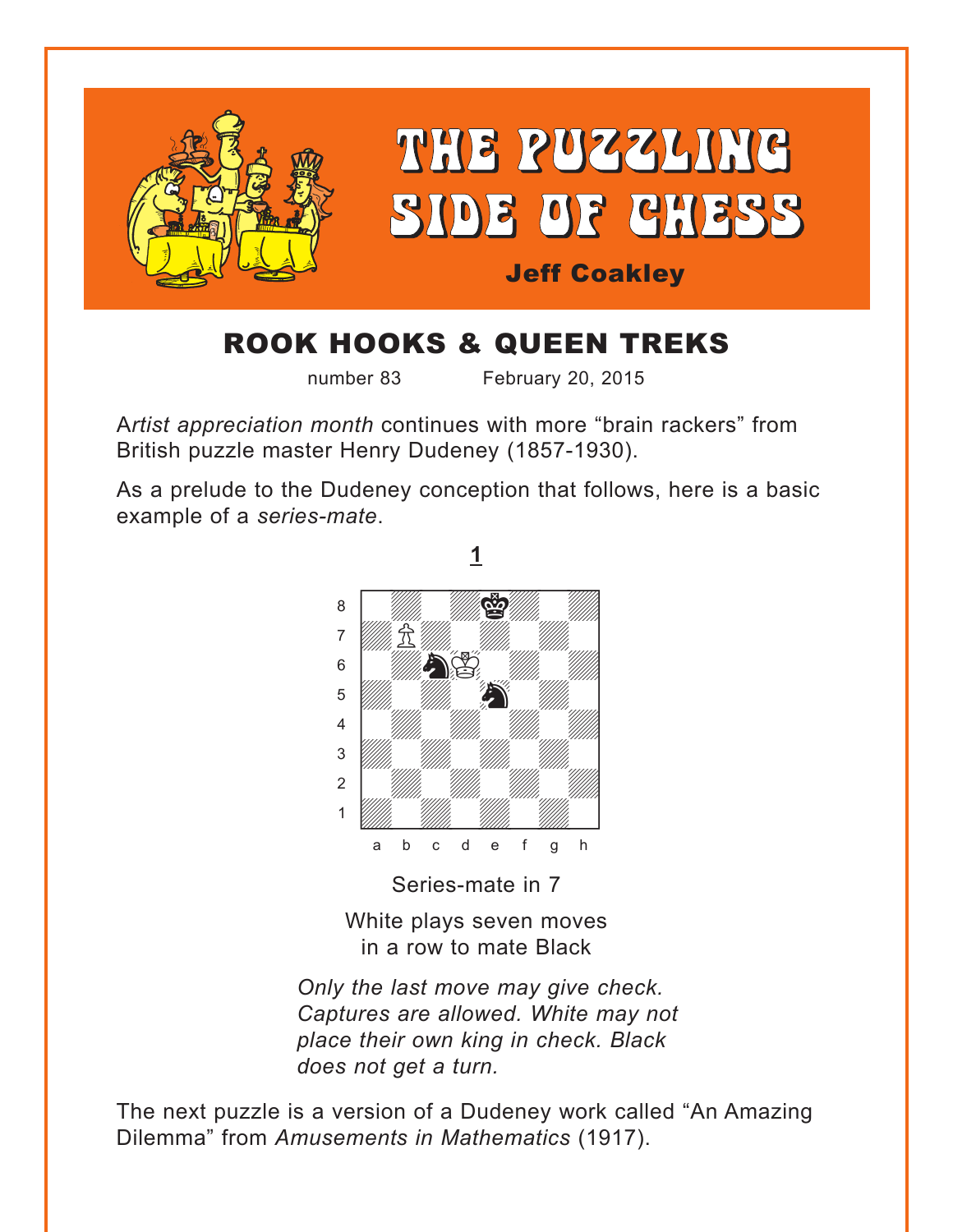# THE PUZZLING SIDE OF CHESS

**Jeff Coakley**

## ROOK HOOKS & QUEEN TREKS

number 83 February 20, 2015

A*rtist appreciation month* continues with more "brain rackers" from British puzzle master Henry Dudeney (1857-1930).

As a prelude to the Dudeney conception that follows, here is a basic example of a *series-mate*.

**1**

Series-mate in 7

White plays seven moves in a row to mate Black

*Only the last move may give check. Captures are allowed. White may not place their own king in check. Black does not get a turn.*

The next puzzle is a version of a Dudeney work called "An Amazing Dilemma" from *Amusements in Mathematics* (1917).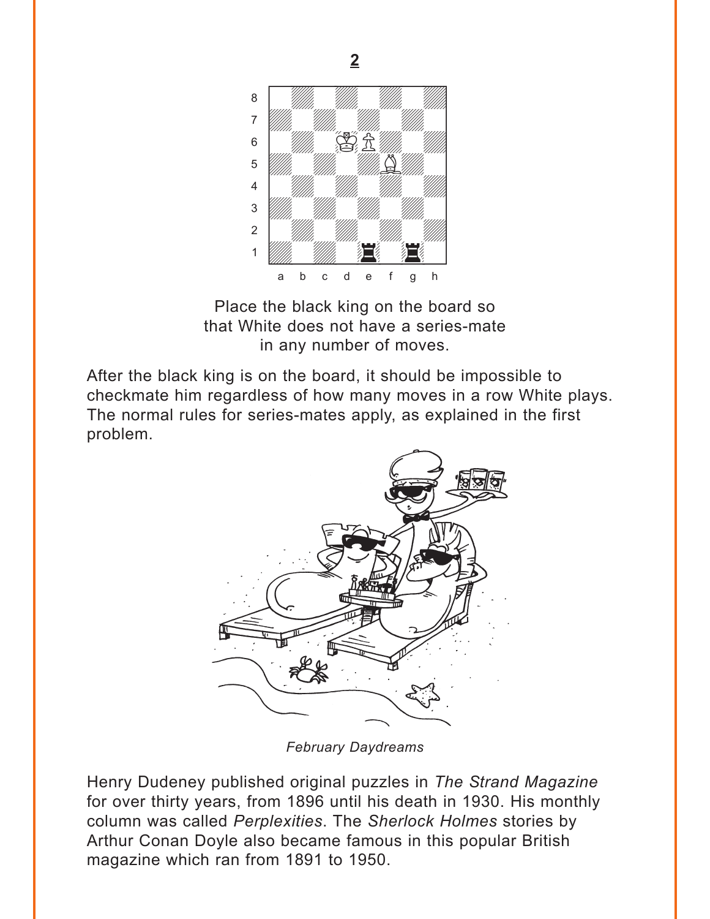## 2

Place the black king on the board so that White does not have a series-mate in any number of moves.

After the black king is on the board, it should be impossible to checkmate him regardless of how many moves in a row White plays. The normal rules for series-mates apply, as explained in the first problem.

*February Daydreams*

Henry Dudeney published original puzzles in *The Strand Magazine* for over thirty years, from 1896 until his death in 1930. His monthly column was called *Perplexities*. The *Sherlock Holmes* stories by Arthur Conan Doyle also became famous in this popular British magazine which ran from 1891 to 1950.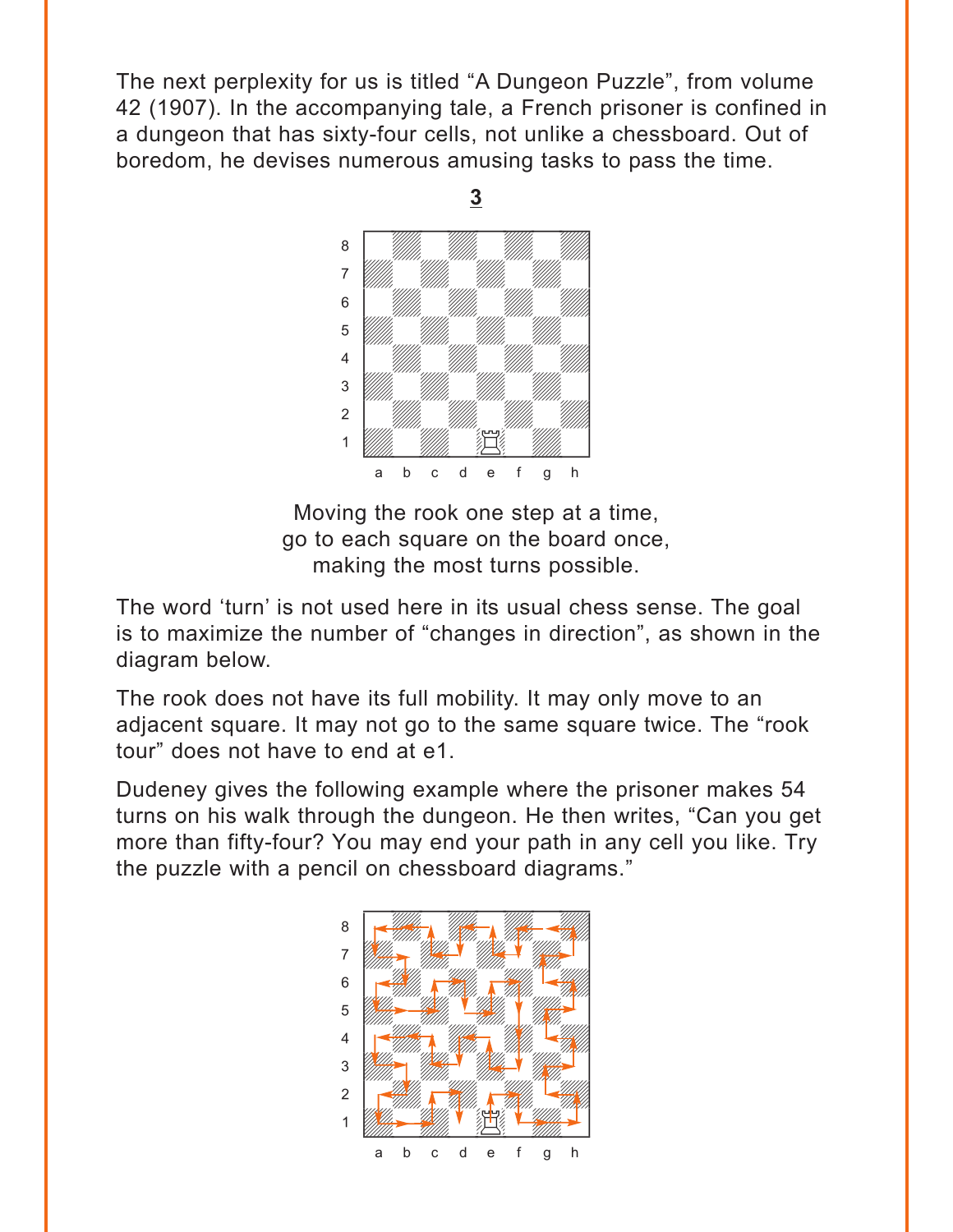The next perplexity for us is titled “A Dungeon Puzzle”, from volume 42 (1907). In the accompanying tale, a French prisoner is confined in a dungeon that has sixty-four cells, not unlike a chessboard. Out of boredom, he devises numerous amusing tasks to pass the time.

**3**

Moving the rook one step at a time,
go to each square on the board once,
making the most turns possible.

The word ‘turn’ is not used here in its usual chess sense. The goal is to maximize the number of “changes in direction”, as shown in the diagram below.

The rook does not have its full mobility. It may only move to an adjacent square. It may not go to the same square twice. The “rook tour” does not have to end at e1.

Dudeney gives the following example where the prisoner makes 54 turns on his walk through the dungeon. He then writes, “Can you get more than fifty-four? You may end your path in any cell you like. Try the puzzle with a pencil on chessboard diagrams.”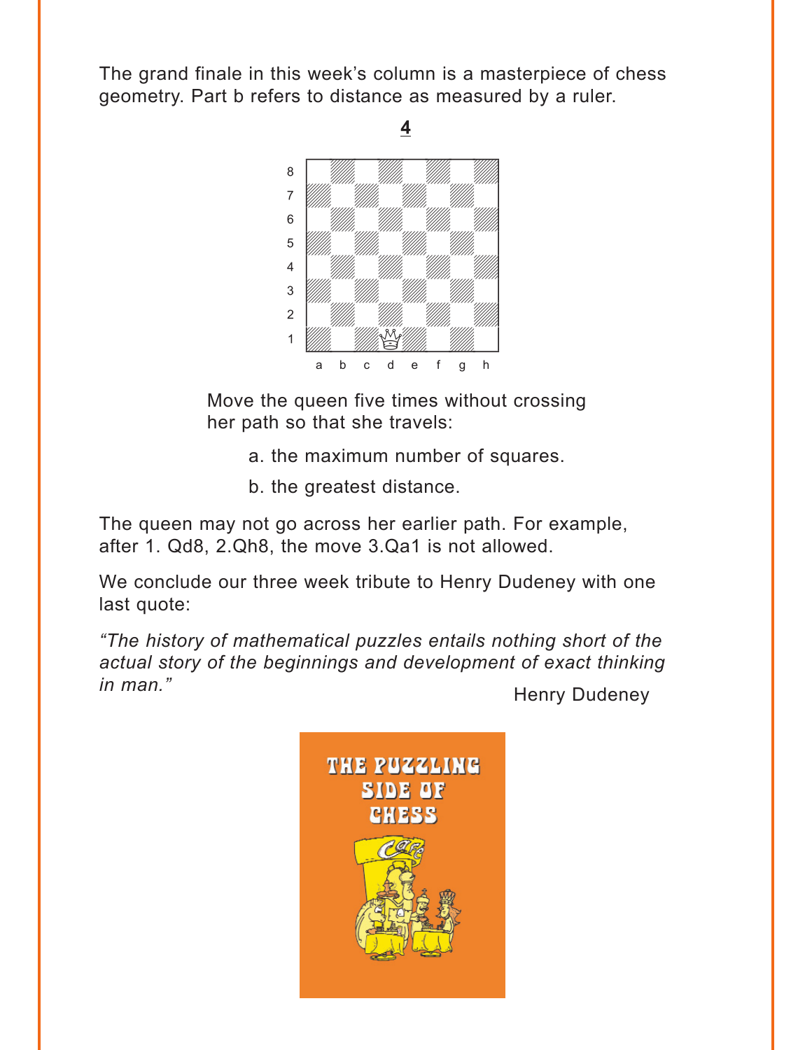The grand finale in this week's column is a masterpiece of chess geometry. Part b refers to distance as measured by a ruler.

**4**

Move the queen five times without crossing her path so that she travels:

a. the maximum number of squares.

b. the greatest distance.

The queen may not go across her earlier path. For example, after 1. Qd8, 2.Qh8, the move 3.Qa1 is not allowed.

We conclude our three week tribute to Henry Dudeney with one last quote:

*"The history of mathematical puzzles entails nothing short of the actual story of the beginnings and development of exact thinking in man."*

Henry Dudeney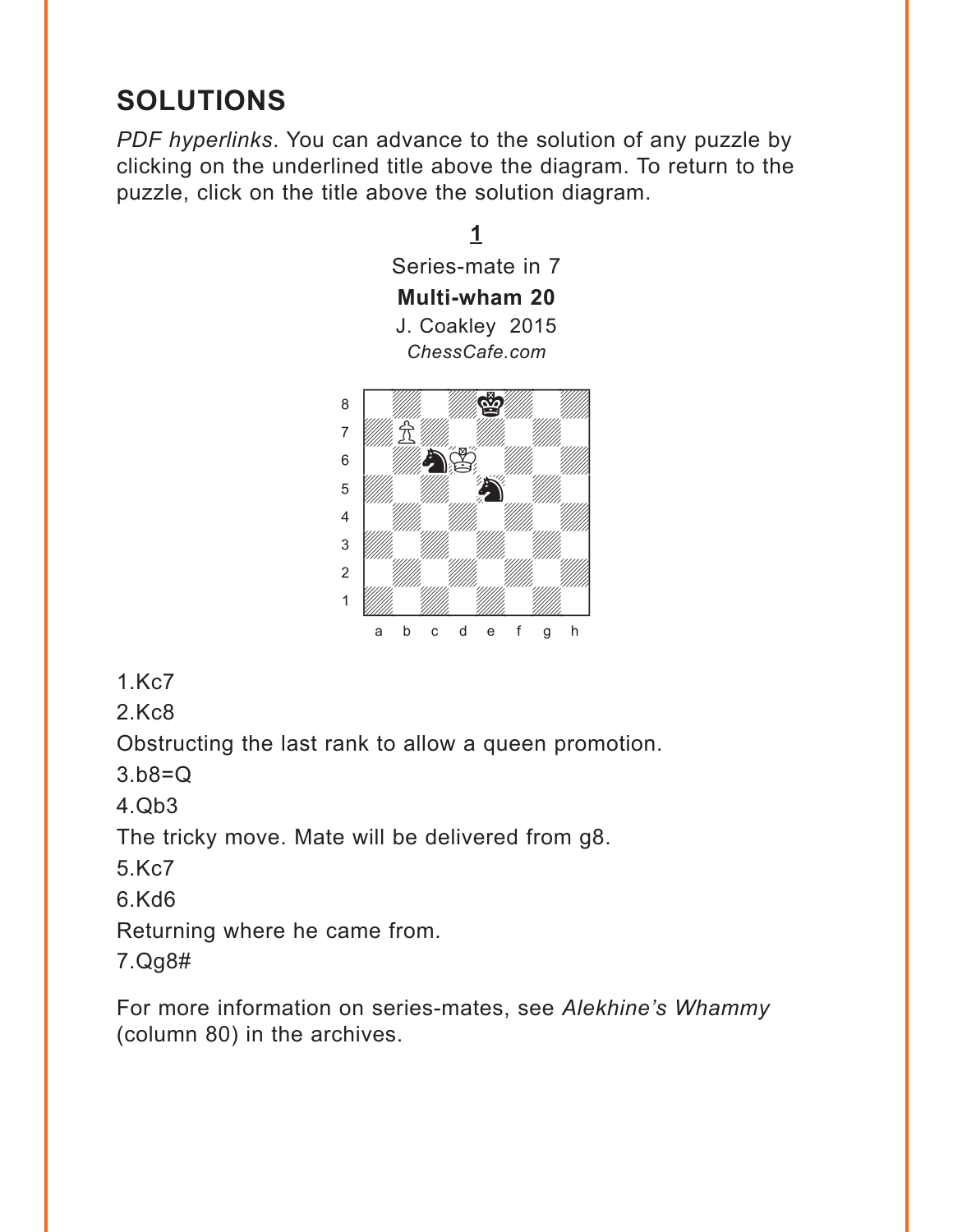## SOLUTIONS

*PDF hyperlinks*. You can advance to the solution of any puzzle by clicking on the underlined title above the diagram. To return to the puzzle, click on the title above the solution diagram.

<u>1</u>

Series-mate in 7

**Multi-wham 20**

J. Coakley 2015

*ChessCafe.com*

1.Kc7

2.Kc8

Obstructing the last rank to allow a queen promotion.

3.b8=Q

4.Qb3

The tricky move. Mate will be delivered from g8.

5.Kc7

6.Kd6

Returning where he came from.

7.Qg8#

For more information on series-mates, see *Alekhine's Whammy* (column 80) in the archives.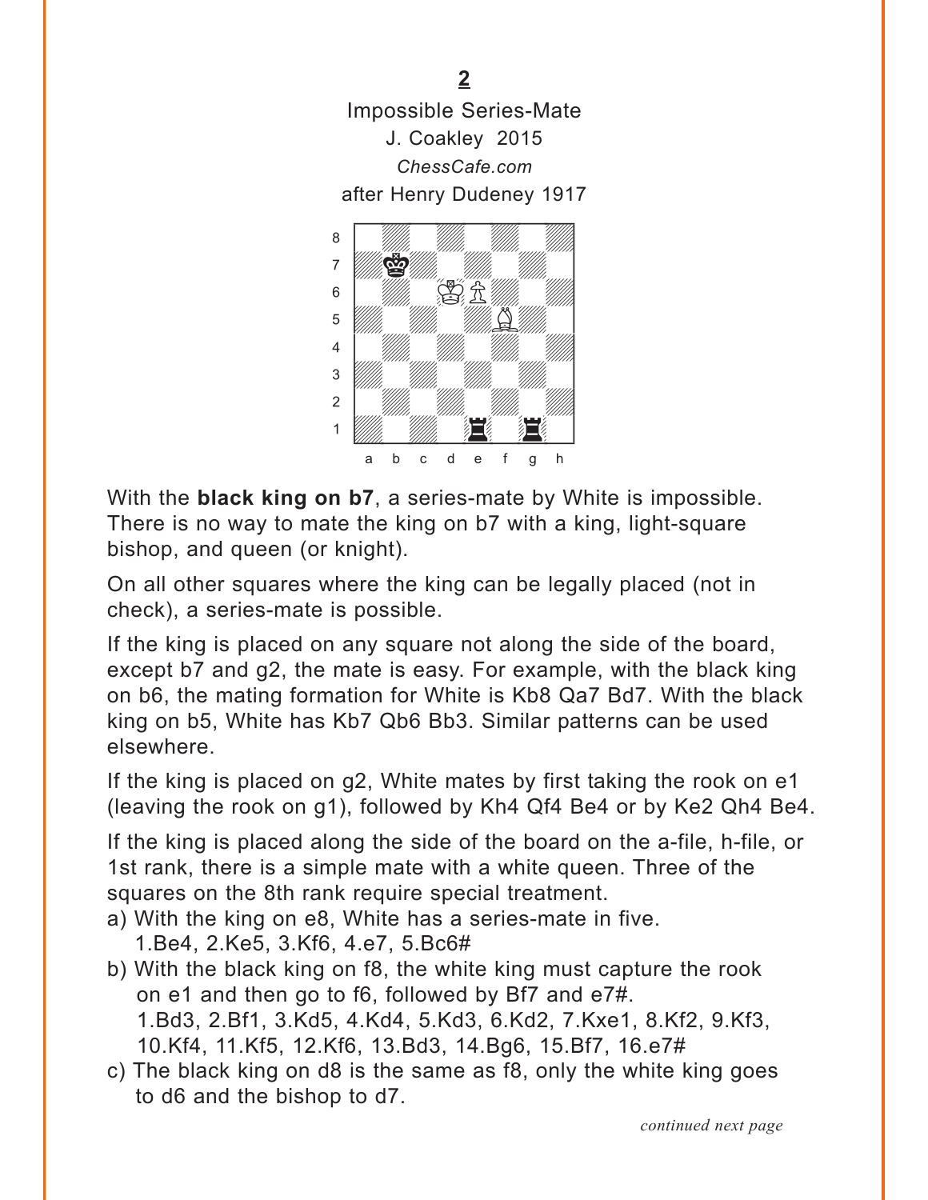**2**

Impossible Series-Mate
J. Coakley 2015
*ChessCafe.com*
after Henry Dudeney 1917

With the **black king on b7**, a series-mate by White is impossible. There is no way to mate the king on b7 with a king, light-square bishop, and queen (or knight).

On all other squares where the king can be legally placed (not in check), a series-mate is possible.

If the king is placed on any square not along the side of the board, except b7 and g2, the mate is easy. For example, with the black king on b6, the mating formation for White is Kb8 Qa7 Bd7. With the black king on b5, White has Kb7 Qb6 Bb3. Similar patterns can be used elsewhere.

If the king is placed on g2, White mates by first taking the rook on e1 (leaving the rook on g1), followed by Kh4 Qf4 Be4 or by Ke2 Qh4 Be4.

If the king is placed along the side of the board on the a-file, h-file, or 1st rank, there is a simple mate with a white queen. Three of the squares on the 8th rank require special treatment.

a) With the king on e8, White has a series-mate in five.
   1.Be4, 2.Ke5, 3.Kf6, 4.e7, 5.Bc6#

b) With the black king on f8, the white king must capture the rook on e1 and then go to f6, followed by Bf7 and e7#.
   1.Bd3, 2.Bf1, 3.Kd5, 4.Kd4, 5.Kd3, 6.Kd2, 7.Kxe1, 8.Kf2, 9.Kf3, 10.Kf4, 11.Kf5, 12.Kf6, 13.Bd3, 14.Bg6, 15.Bf7, 16.e7#

c) The black king on d8 is the same as f8, only the white king goes to d6 and the bishop to d7.

*continued next page*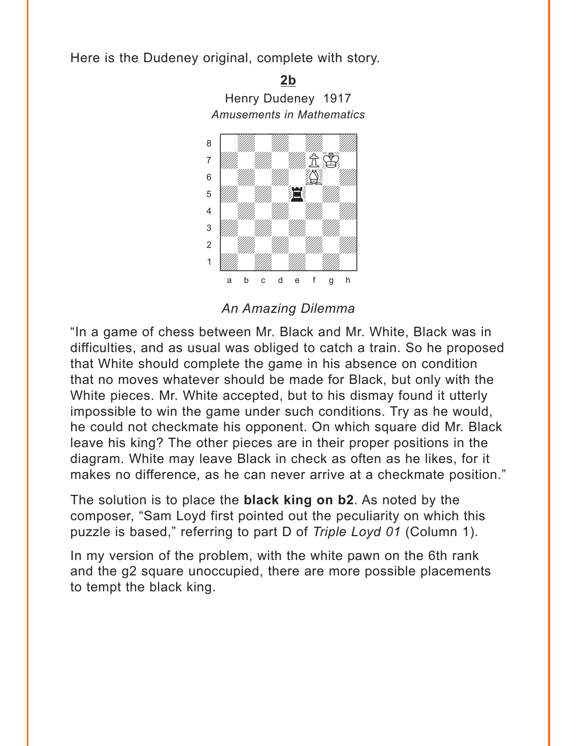Here is the Dudeney original, complete with story.

**2b**

Henry Dudeney 1917

*Amusements in Mathematics*

*An Amazing Dilemma*

"In a game of chess between Mr. Black and Mr. White, Black was in difficulties, and as usual was obliged to catch a train. So he proposed that White should complete the game in his absence on condition that no moves whatever should be made for Black, but only with the White pieces. Mr. White accepted, but to his dismay found it utterly impossible to win the game under such conditions. Try as he would, he could not checkmate his opponent. On which square did Mr. Black leave his king? The other pieces are in their proper positions in the diagram. White may leave Black in check as often as he likes, for it makes no difference, as he can never arrive at a checkmate position."

The solution is to place the **black king on b2**. As noted by the composer, "Sam Loyd first pointed out the peculiarity on which this puzzle is based," referring to part D of *Triple Loyd 01* (Column 1).

In my version of the problem, with the white pawn on the 6th rank and the g2 square unoccupied, there are more possible placements to tempt the black king.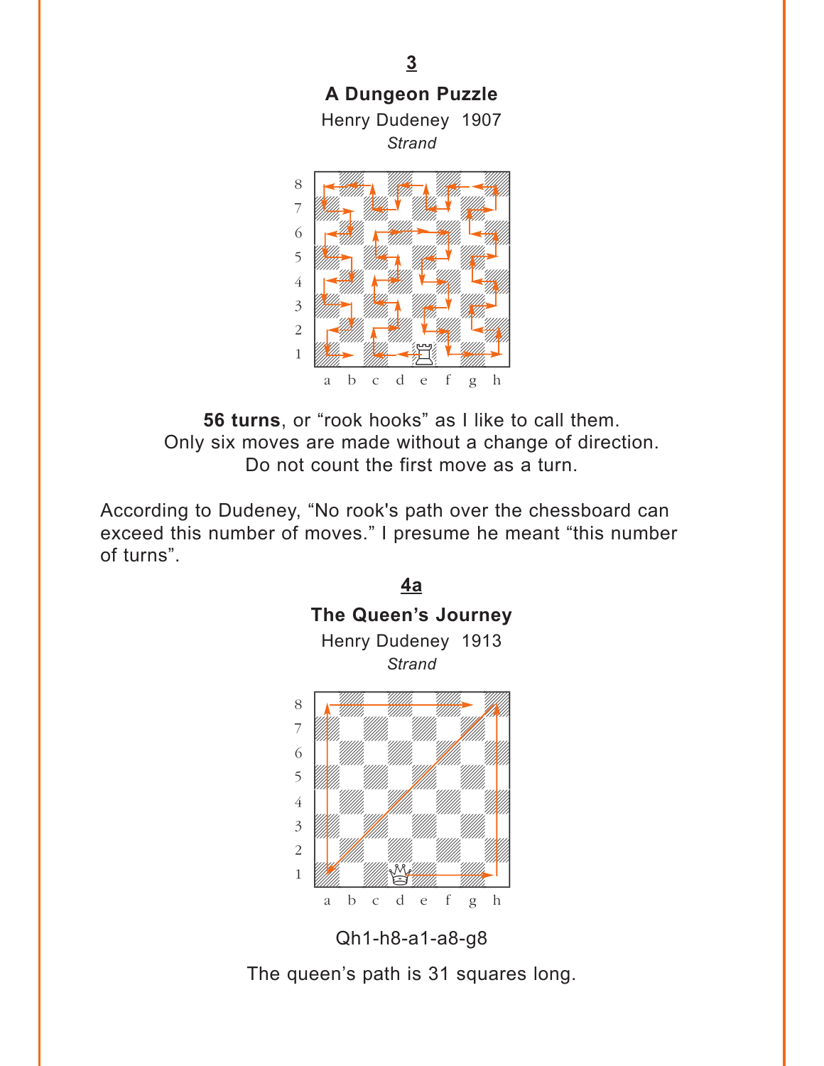## 3

**A Dungeon Puzzle**

Henry Dudeney 1907

*Strand*

**56 turns**, or “rook hooks” as I like to call them.
Only six moves are made without a change of direction.
Do not count the first move as a turn.

According to Dudeney, “No rook's path over the chessboard can exceed this number of moves.” I presume he meant “this number of turns”.

## 4a

**The Queen’s Journey**

Henry Dudeney 1913

*Strand*

Qh1-h8-a1-a8-g8

The queen’s path is 31 squares long.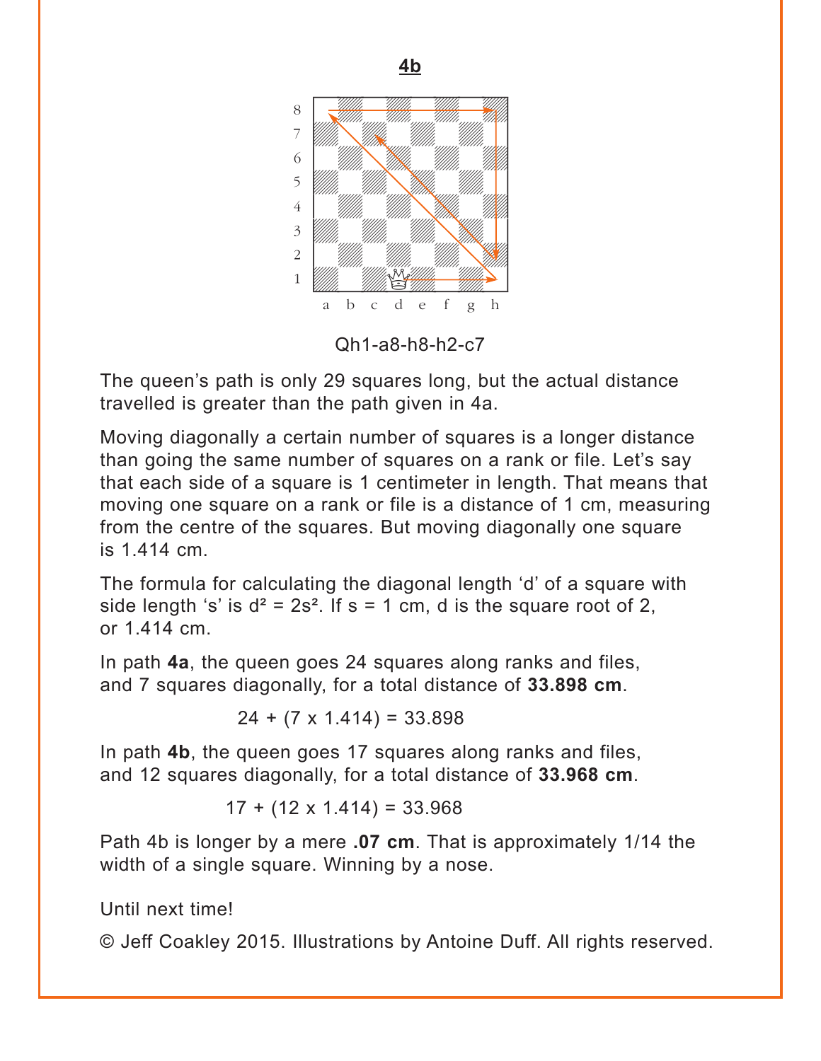**4b**

8
7
6
5
4
3
2
1

a b c d e f g h

Qh1-a8-h8-h2-c7

The queen's path is only 29 squares long, but the actual distance travelled is greater than the path given in 4a.

Moving diagonally a certain number of squares is a longer distance than going the same number of squares on a rank or file. Let's say that each side of a square is 1 centimeter in length. That means that moving one square on a rank or file is a distance of 1 cm, measuring from the centre of the squares. But moving diagonally one square is 1.414 cm.

The formula for calculating the diagonal length 'd' of a square with side length 's' is $d^2 = 2s^2$. If s = 1 cm, d is the square root of 2, or 1.414 cm.

In path **4a**, the queen goes 24 squares along ranks and files, and 7 squares diagonally, for a total distance of **33.898 cm**.

$$24 + (7 \times 1.414) = 33.898$$

In path **4b**, the queen goes 17 squares along ranks and files, and 12 squares diagonally, for a total distance of **33.968 cm**.

$$17 + (12 \times 1.414) = 33.968$$

Path 4b is longer by a mere **.07 cm**. That is approximately 1/14 the width of a single square. Winning by a nose.

Until next time!

© Jeff Coakley 2015. Illustrations by Antoine Duff. All rights reserved.